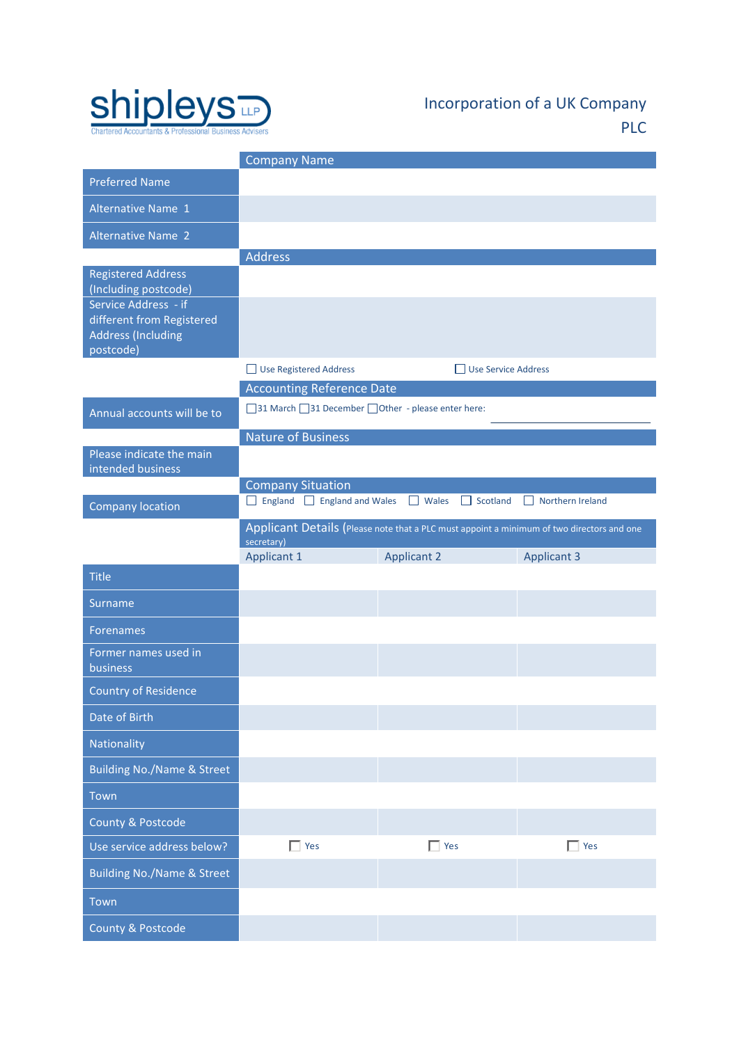shipleys LLP
Chartered Accountants & Professional Business Advisers

# Incorporation of a UK Company PLC

## Company Name

| | |
|---|---|
| Preferred Name | |
| Alternative Name 1 | |
| Alternative Name 2 | |

## Address

| | |
|---|---|
| Registered Address (Including postcode) | |
| Service Address - if different from Registered Address (Including postcode) | |
| | ☐ Use Registered Address ☐ Use Service Address |

## Accounting Reference Date

| | |
|---|---|
| Annual accounts will be to | ☐ 31 March ☐ 31 December ☐ Other - please enter here: ____________ |

## Nature of Business

| | |
|---|---|
| Please indicate the main intended business | |

## Company Situation

| | |
|---|---|
| Company location | ☐ England ☐ England and Wales ☐ Wales ☐ Scotland ☐ Northern Ireland |

## Applicant Details (Please note that a PLC must appoint a minimum of two directors and one secretary)

| | Applicant 1 | Applicant 2 | Applicant 3 |
|---|---|---|---|
| Title | | | |
| Surname | | | |
| Forenames | | | |
| Former names used in business | | | |
| Country of Residence | | | |
| Date of Birth | | | |
| Nationality | | | |
| Building No./Name & Street | | | |
| Town | | | |
| County & Postcode | | | |
| Use service address below? | ☐ Yes | ☐ Yes | ☐ Yes |
| Building No./Name & Street | | | |
| Town | | | |
| County & Postcode | | | |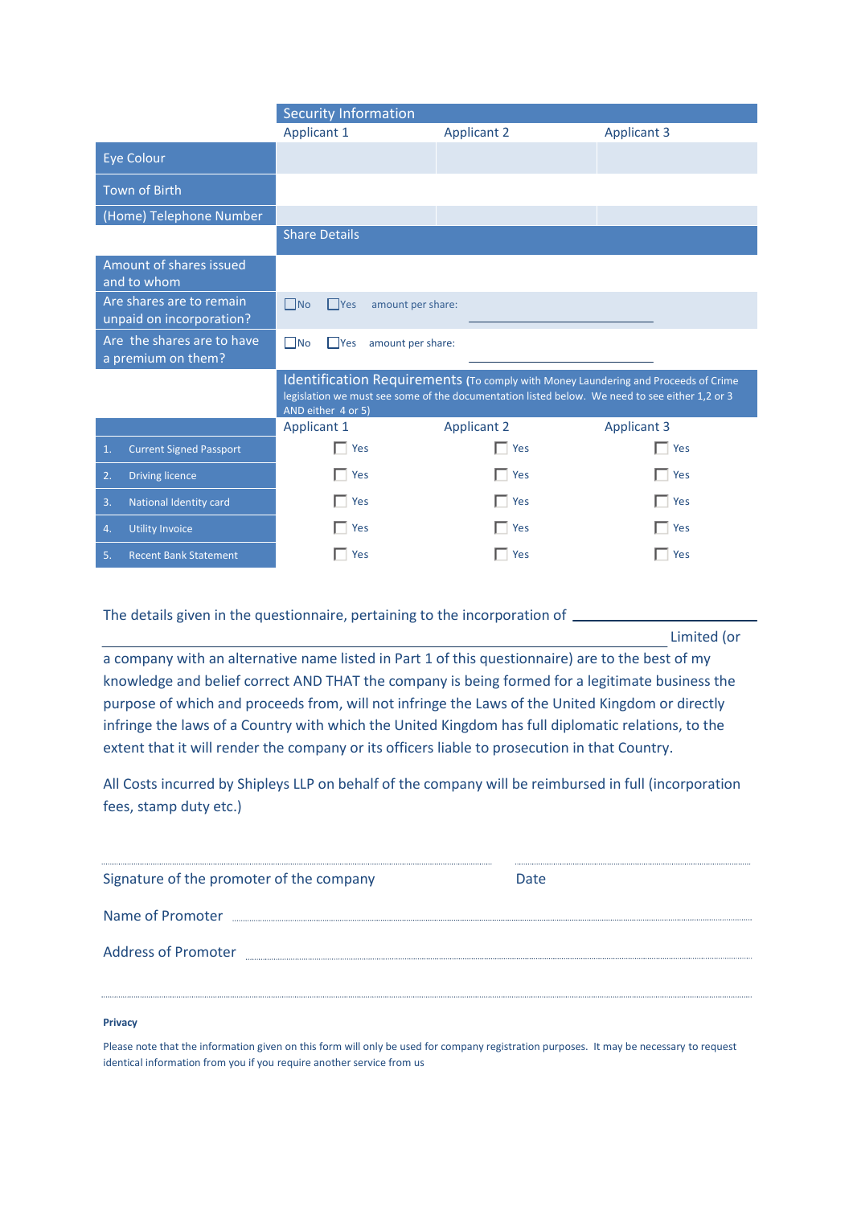| | Security Information | | |
|---|---|---|---|
| | Applicant 1 | Applicant 2 | Applicant 3 |
| Eye Colour | | | |
| Town of Birth | | | |
| (Home) Telephone Number | | | |

| | Share Details |
|---|---|
| Amount of shares issued and to whom | |
| Are shares are to remain unpaid on incorporation? | ☐No ☐Yes amount per share: ____________ |
| Are the shares are to have a premium on them? | ☐No ☐Yes amount per share: ____________ |

**Identification Requirements** (To comply with Money Laundering and Proceeds of Crime legislation we must see some of the documentation listed below. We need to see either 1,2 or 3 AND either 4 or 5)

| | Applicant 1 | Applicant 2 | Applicant 3 |
|---|---|---|---|
| 1. Current Signed Passport | ☐ Yes | ☐ Yes | ☐ Yes |
| 2. Driving licence | ☐ Yes | ☐ Yes | ☐ Yes |
| 3. National Identity card | ☐ Yes | ☐ Yes | ☐ Yes |
| 4. Utility Invoice | ☐ Yes | ☐ Yes | ☐ Yes |
| 5. Recent Bank Statement | ☐ Yes | ☐ Yes | ☐ Yes |

The details given in the questionnaire, pertaining to the incorporation of ______________________________ Limited (or a company with an alternative name listed in Part 1 of this questionnaire) are to the best of my knowledge and belief correct AND THAT the company is being formed for a legitimate business the purpose of which and proceeds from, will not infringe the Laws of the United Kingdom or directly infringe the laws of a Country with which the United Kingdom has full diplomatic relations, to the extent that it will render the company or its officers liable to prosecution in that Country.

All Costs incurred by Shipleys LLP on behalf of the company will be reimbursed in full (incorporation fees, stamp duty etc.)

.................................................................... ....................................

Signature of the promoter of the company Date

Name of Promoter ....................................................................

Address of Promoter ....................................................................

....................................................................

**Privacy**

Please note that the information given on this form will only be used for company registration purposes. It may be necessary to request identical information from you if you require another service from us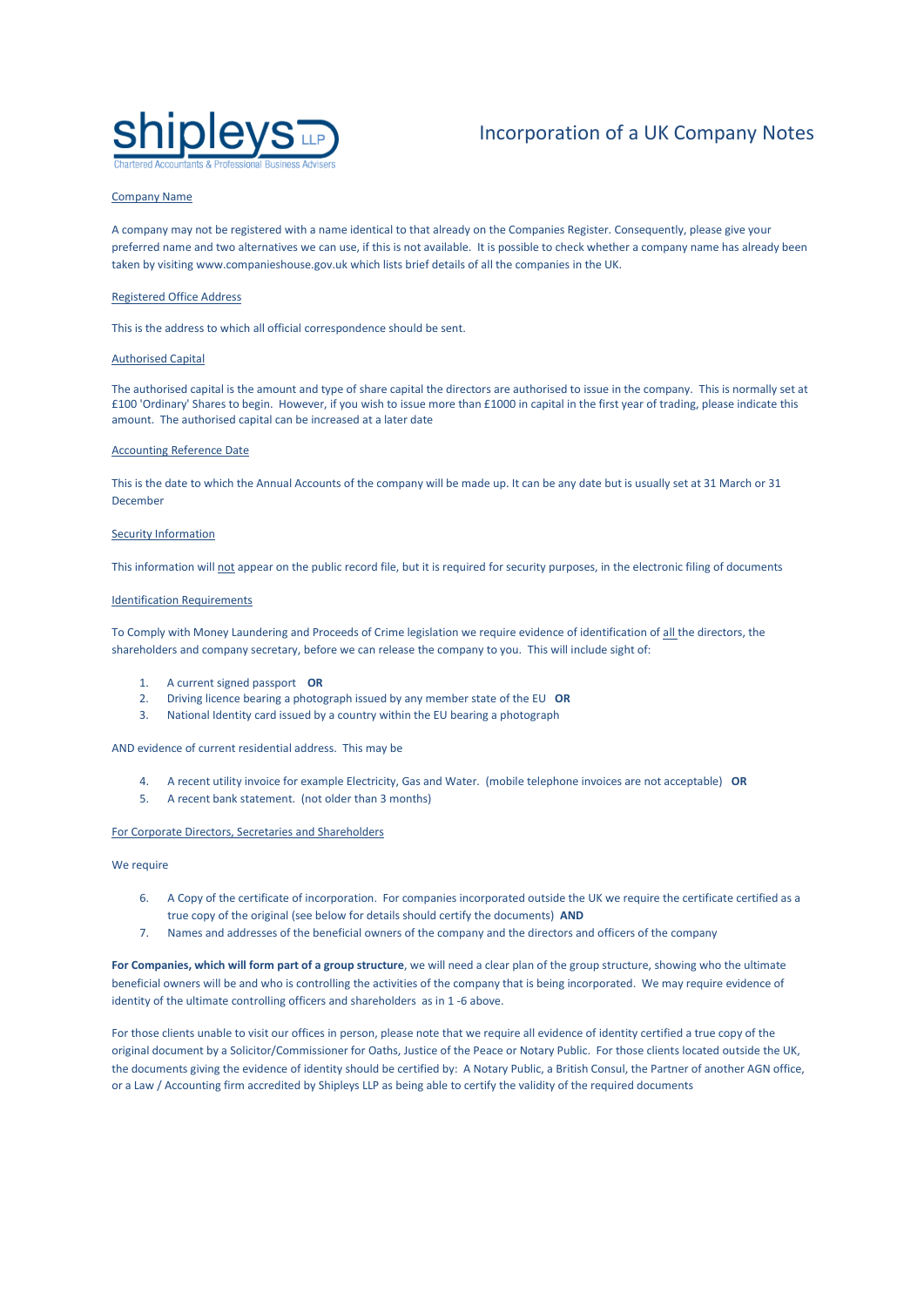shipleys LLP
Chartered Accountants & Professional Business Advisers

# Incorporation of a UK Company Notes

Company Name

A company may not be registered with a name identical to that already on the Companies Register. Consequently, please give your preferred name and two alternatives we can use, if this is not available. It is possible to check whether a company name has already been taken by visiting www.companieshouse.gov.uk which lists brief details of all the companies in the UK.

Registered Office Address

This is the address to which all official correspondence should be sent.

Authorised Capital

The authorised capital is the amount and type of share capital the directors are authorised to issue in the company. This is normally set at £100 'Ordinary' Shares to begin. However, if you wish to issue more than £1000 in capital in the first year of trading, please indicate this amount. The authorised capital can be increased at a later date

Accounting Reference Date

This is the date to which the Annual Accounts of the company will be made up. It can be any date but is usually set at 31 March or 31 December

Security Information

This information will not appear on the public record file, but it is required for security purposes, in the electronic filing of documents

Identification Requirements

To Comply with Money Laundering and Proceeds of Crime legislation we require evidence of identification of all the directors, the shareholders and company secretary, before we can release the company to you. This will include sight of:

1. A current signed passport **OR**
2. Driving licence bearing a photograph issued by any member state of the EU **OR**
3. National Identity card issued by a country within the EU bearing a photograph

AND evidence of current residential address. This may be

4. A recent utility invoice for example Electricity, Gas and Water. (mobile telephone invoices are not acceptable) **OR**
5. A recent bank statement. (not older than 3 months)

For Corporate Directors, Secretaries and Shareholders

We require

6. A Copy of the certificate of incorporation. For companies incorporated outside the UK we require the certificate certified as a true copy of the original (see below for details should certify the documents) **AND**
7. Names and addresses of the beneficial owners of the company and the directors and officers of the company

**For Companies, which will form part of a group structure**, we will need a clear plan of the group structure, showing who the ultimate beneficial owners will be and who is controlling the activities of the company that is being incorporated. We may require evidence of identity of the ultimate controlling officers and shareholders as in 1 -6 above.

For those clients unable to visit our offices in person, please note that we require all evidence of identity certified a true copy of the original document by a Solicitor/Commissioner for Oaths, Justice of the Peace or Notary Public. For those clients located outside the UK, the documents giving the evidence of identity should be certified by: A Notary Public, a British Consul, the Partner of another AGN office, or a Law / Accounting firm accredited by Shipleys LLP as being able to certify the validity of the required documents